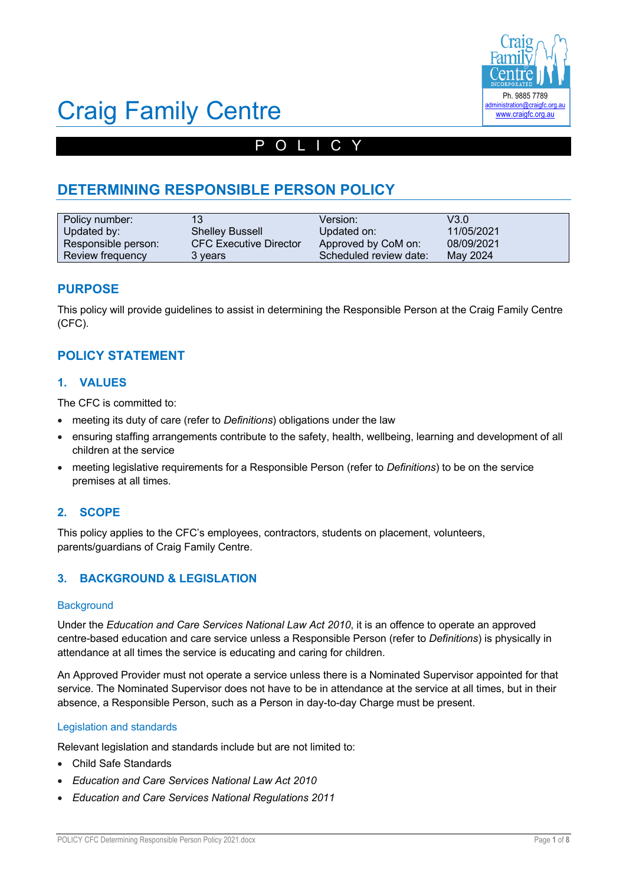# Craig Family Centre

Ph. 9885 7789
administration@craigfc.org.au
www.craigfc.org.au

POLICY

## DETERMINING RESPONSIBLE PERSON POLICY

| Policy number: | 13 | Version: | V3.0 |
|---|---|---|---|
| Updated by: | Shelley Bussell | Updated on: | 11/05/2021 |
| Responsible person: | CFC Executive Director | Approved by CoM on: | 08/09/2021 |
| Review frequency | 3 years | Scheduled review date: | May 2024 |

## PURPOSE

This policy will provide guidelines to assist in determining the Responsible Person at the Craig Family Centre (CFC).

## POLICY STATEMENT

### 1. VALUES

The CFC is committed to:

- meeting its duty of care (refer to *Definitions*) obligations under the law
- ensuring staffing arrangements contribute to the safety, health, wellbeing, learning and development of all children at the service
- meeting legislative requirements for a Responsible Person (refer to *Definitions*) to be on the service premises at all times.

### 2. SCOPE

This policy applies to the CFC's employees, contractors, students on placement, volunteers, parents/guardians of Craig Family Centre.

### 3. BACKGROUND & LEGISLATION

#### Background

Under the *Education and Care Services National Law Act 2010*, it is an offence to operate an approved centre-based education and care service unless a Responsible Person (refer to *Definitions*) is physically in attendance at all times the service is educating and caring for children.

An Approved Provider must not operate a service unless there is a Nominated Supervisor appointed for that service. The Nominated Supervisor does not have to be in attendance at the service at all times, but in their absence, a Responsible Person, such as a Person in day-to-day Charge must be present.

#### Legislation and standards

Relevant legislation and standards include but are not limited to:

- Child Safe Standards
- *Education and Care Services National Law Act 2010*
- *Education and Care Services National Regulations 2011*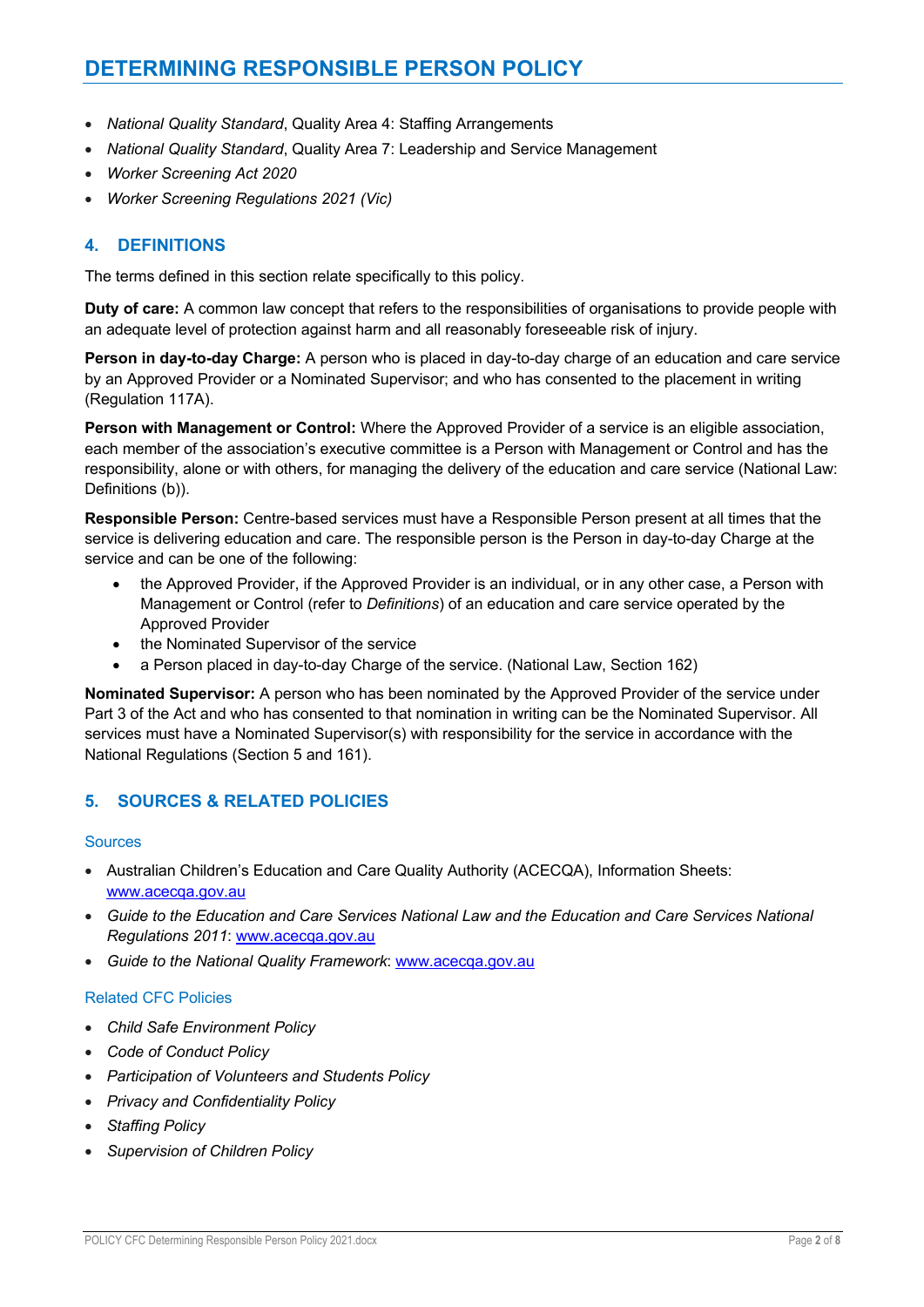- *National Quality Standard*, Quality Area 4: Staffing Arrangements
- *National Quality Standard*, Quality Area 7: Leadership and Service Management
- *Worker Screening Act 2020*
- *Worker Screening Regulations 2021 (Vic)*

## 4. DEFINITIONS

The terms defined in this section relate specifically to this policy.

**Duty of care:** A common law concept that refers to the responsibilities of organisations to provide people with an adequate level of protection against harm and all reasonably foreseeable risk of injury.

**Person in day-to-day Charge:** A person who is placed in day-to-day charge of an education and care service by an Approved Provider or a Nominated Supervisor; and who has consented to the placement in writing (Regulation 117A).

**Person with Management or Control:** Where the Approved Provider of a service is an eligible association, each member of the association's executive committee is a Person with Management or Control and has the responsibility, alone or with others, for managing the delivery of the education and care service (National Law: Definitions (b)).

**Responsible Person:** Centre-based services must have a Responsible Person present at all times that the service is delivering education and care. The responsible person is the Person in day-to-day Charge at the service and can be one of the following:

- the Approved Provider, if the Approved Provider is an individual, or in any other case, a Person with Management or Control (refer to *Definitions*) of an education and care service operated by the Approved Provider
- the Nominated Supervisor of the service
- a Person placed in day-to-day Charge of the service. (National Law, Section 162)

**Nominated Supervisor:** A person who has been nominated by the Approved Provider of the service under Part 3 of the Act and who has consented to that nomination in writing can be the Nominated Supervisor. All services must have a Nominated Supervisor(s) with responsibility for the service in accordance with the National Regulations (Section 5 and 161).

## 5. SOURCES & RELATED POLICIES

### Sources

- Australian Children's Education and Care Quality Authority (ACECQA), Information Sheets: www.acecqa.gov.au
- *Guide to the Education and Care Services National Law and the Education and Care Services National Regulations 2011*: www.acecqa.gov.au
- *Guide to the National Quality Framework*: www.acecqa.gov.au

### Related CFC Policies

- *Child Safe Environment Policy*
- *Code of Conduct Policy*
- *Participation of Volunteers and Students Policy*
- *Privacy and Confidentiality Policy*
- *Staffing Policy*
- *Supervision of Children Policy*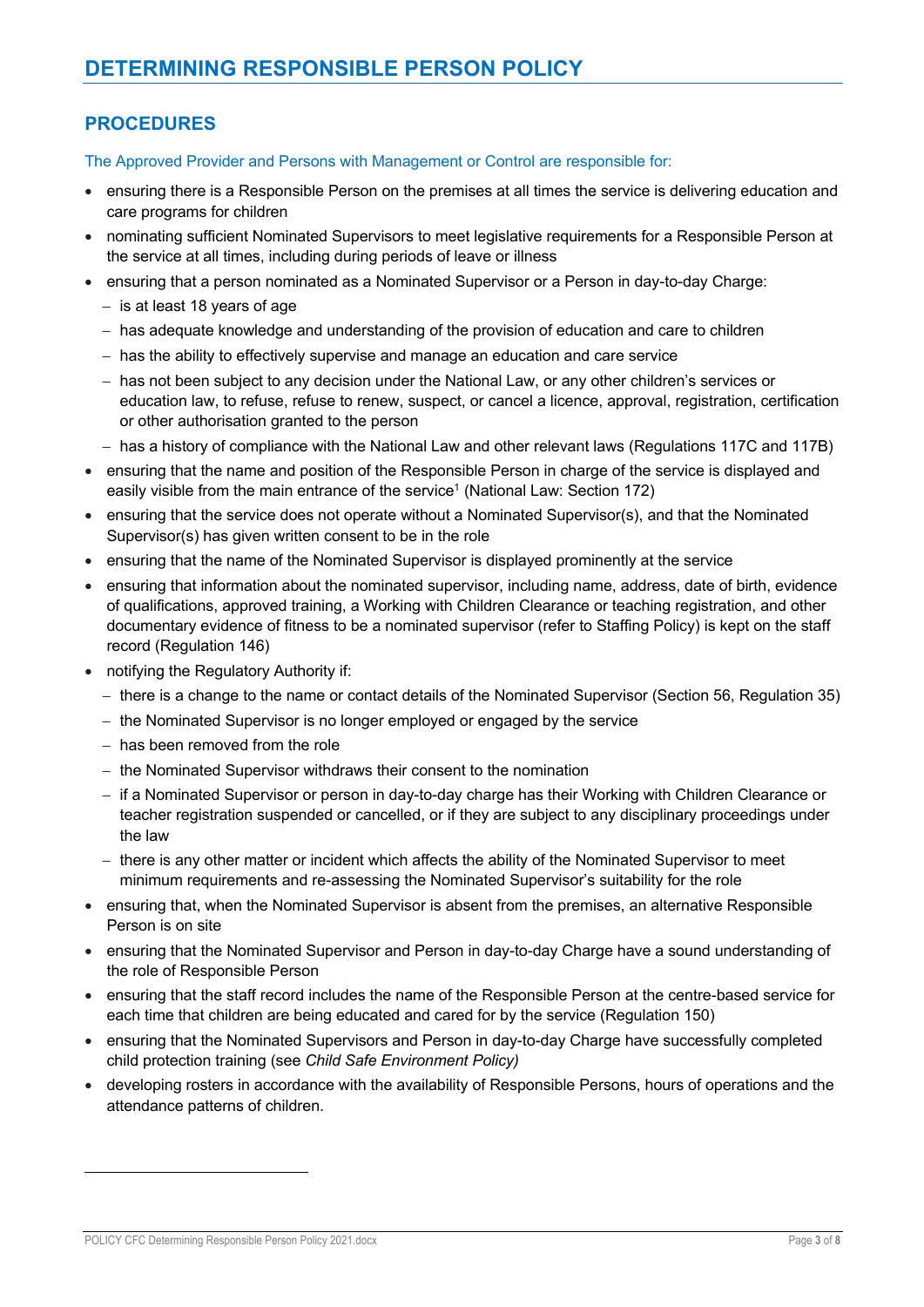# DETERMINING RESPONSIBLE PERSON POLICY

## PROCEDURES

The Approved Provider and Persons with Management or Control are responsible for:

- ensuring there is a Responsible Person on the premises at all times the service is delivering education and care programs for children
- nominating sufficient Nominated Supervisors to meet legislative requirements for a Responsible Person at the service at all times, including during periods of leave or illness
- ensuring that a person nominated as a Nominated Supervisor or a Person in day-to-day Charge:
  - is at least 18 years of age
  - has adequate knowledge and understanding of the provision of education and care to children
  - has the ability to effectively supervise and manage an education and care service
  - has not been subject to any decision under the National Law, or any other children's services or education law, to refuse, refuse to renew, suspect, or cancel a licence, approval, registration, certification or other authorisation granted to the person
  - has a history of compliance with the National Law and other relevant laws (Regulations 117C and 117B)
- ensuring that the name and position of the Responsible Person in charge of the service is displayed and easily visible from the main entrance of the service[1] (National Law: Section 172)
- ensuring that the service does not operate without a Nominated Supervisor(s), and that the Nominated Supervisor(s) has given written consent to be in the role
- ensuring that the name of the Nominated Supervisor is displayed prominently at the service
- ensuring that information about the nominated supervisor, including name, address, date of birth, evidence of qualifications, approved training, a Working with Children Clearance or teaching registration, and other documentary evidence of fitness to be a nominated supervisor (refer to Staffing Policy) is kept on the staff record (Regulation 146)
- notifying the Regulatory Authority if:
  - there is a change to the name or contact details of the Nominated Supervisor (Section 56, Regulation 35)
  - the Nominated Supervisor is no longer employed or engaged by the service
  - has been removed from the role
  - the Nominated Supervisor withdraws their consent to the nomination
  - if a Nominated Supervisor or person in day-to-day charge has their Working with Children Clearance or teacher registration suspended or cancelled, or if they are subject to any disciplinary proceedings under the law
  - there is any other matter or incident which affects the ability of the Nominated Supervisor to meet minimum requirements and re-assessing the Nominated Supervisor's suitability for the role
- ensuring that, when the Nominated Supervisor is absent from the premises, an alternative Responsible Person is on site
- ensuring that the Nominated Supervisor and Person in day-to-day Charge have a sound understanding of the role of Responsible Person
- ensuring that the staff record includes the name of the Responsible Person at the centre-based service for each time that children are being educated and cared for by the service (Regulation 150)
- ensuring that the Nominated Supervisors and Person in day-to-day Charge have successfully completed child protection training (see *Child Safe Environment Policy)*
- developing rosters in accordance with the availability of Responsible Persons, hours of operations and the attendance patterns of children.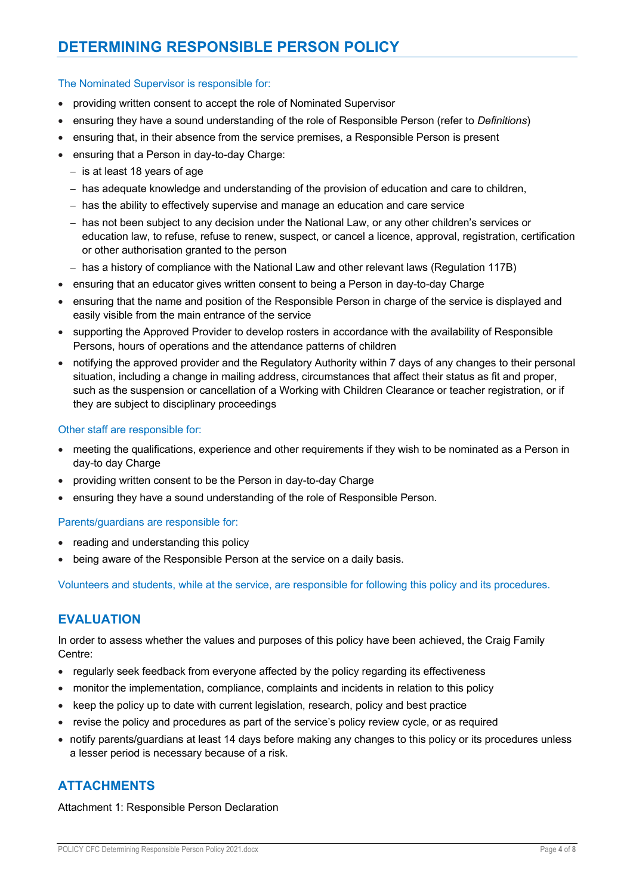The Nominated Supervisor is responsible for:

- providing written consent to accept the role of Nominated Supervisor
- ensuring they have a sound understanding of the role of Responsible Person (refer to *Definitions*)
- ensuring that, in their absence from the service premises, a Responsible Person is present
- ensuring that a Person in day-to-day Charge:
  - is at least 18 years of age
  - has adequate knowledge and understanding of the provision of education and care to children,
  - has the ability to effectively supervise and manage an education and care service
  - has not been subject to any decision under the National Law, or any other children's services or education law, to refuse, refuse to renew, suspect, or cancel a licence, approval, registration, certification or other authorisation granted to the person
  - has a history of compliance with the National Law and other relevant laws (Regulation 117B)
- ensuring that an educator gives written consent to being a Person in day-to-day Charge
- ensuring that the name and position of the Responsible Person in charge of the service is displayed and easily visible from the main entrance of the service
- supporting the Approved Provider to develop rosters in accordance with the availability of Responsible Persons, hours of operations and the attendance patterns of children
- notifying the approved provider and the Regulatory Authority within 7 days of any changes to their personal situation, including a change in mailing address, circumstances that affect their status as fit and proper, such as the suspension or cancellation of a Working with Children Clearance or teacher registration, or if they are subject to disciplinary proceedings

Other staff are responsible for:

- meeting the qualifications, experience and other requirements if they wish to be nominated as a Person in day-to day Charge
- providing written consent to be the Person in day-to-day Charge
- ensuring they have a sound understanding of the role of Responsible Person.

Parents/guardians are responsible for:

- reading and understanding this policy
- being aware of the Responsible Person at the service on a daily basis.

Volunteers and students, while at the service, are responsible for following this policy and its procedures.

## EVALUATION

In order to assess whether the values and purposes of this policy have been achieved, the Craig Family Centre:

- regularly seek feedback from everyone affected by the policy regarding its effectiveness
- monitor the implementation, compliance, complaints and incidents in relation to this policy
- keep the policy up to date with current legislation, research, policy and best practice
- revise the policy and procedures as part of the service's policy review cycle, or as required
- notify parents/guardians at least 14 days before making any changes to this policy or its procedures unless a lesser period is necessary because of a risk.

## ATTACHMENTS

Attachment 1: Responsible Person Declaration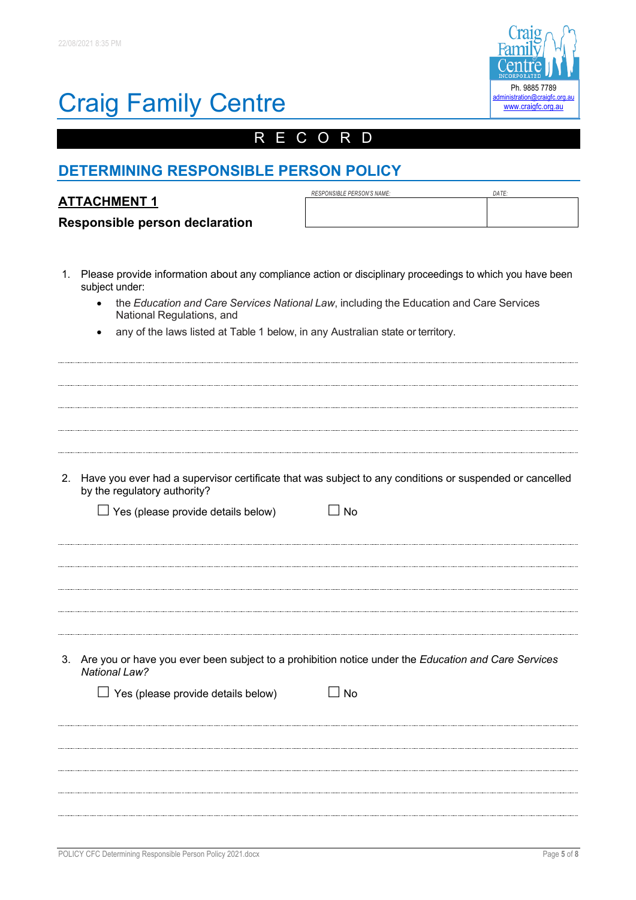# Craig Family Centre

Ph. 9885 7789
administration@craigfc.org.au
www.craigfc.org.au

RECORD

## DETERMINING RESPONSIBLE PERSON POLICY

### ATTACHMENT 1

**Responsible person declaration**

| RESPONSIBLE PERSON'S NAME: | DATE: |
|---|---|
| | |

1. Please provide information about any compliance action or disciplinary proceedings to which you have been subject under:
   - the *Education and Care Services National Law*, including the Education and Care Services National Regulations, and
   - any of the laws listed at Table 1 below, in any Australian state or territory.

.............................................................................................................................................

.............................................................................................................................................

.............................................................................................................................................

.............................................................................................................................................

.............................................................................................................................................

2. Have you ever had a supervisor certificate that was subject to any conditions or suspended or cancelled by the regulatory authority?

   ☐ Yes (please provide details below) ☐ No

.............................................................................................................................................

.............................................................................................................................................

.............................................................................................................................................

.............................................................................................................................................

.............................................................................................................................................

3. Are you or have you ever been subject to a prohibition notice under the *Education and Care Services National Law?*

   ☐ Yes (please provide details below) ☐ No

.............................................................................................................................................

.............................................................................................................................................

.............................................................................................................................................

.............................................................................................................................................

.............................................................................................................................................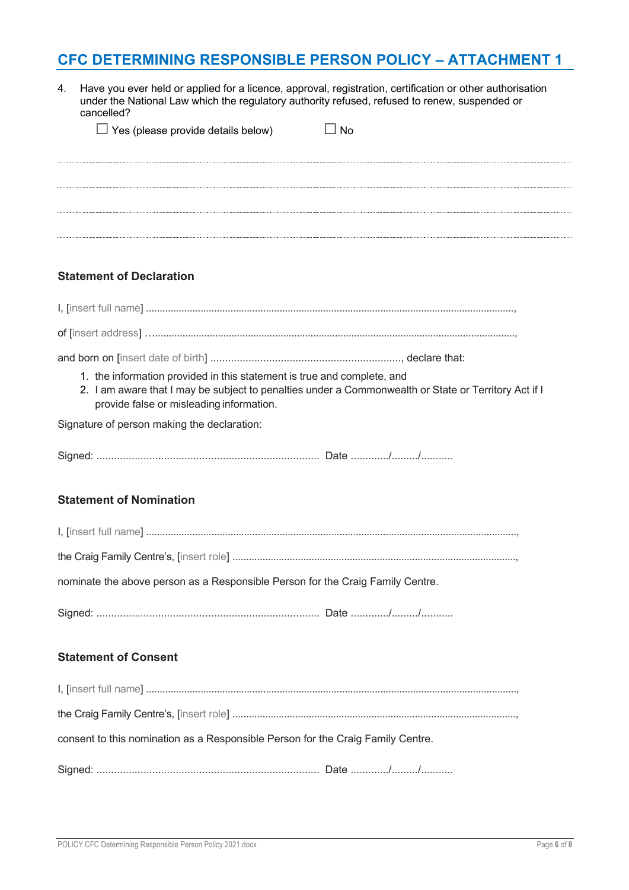# CFC DETERMINING RESPONSIBLE PERSON POLICY – ATTACHMENT 1

4. Have you ever held or applied for a licence, approval, registration, certification or other authorisation under the National Law which the regulatory authority refused, refused to renew, suspended or cancelled?

   ☐ Yes (please provide details below) ☐ No

..........................................................................................................................................

..........................................................................................................................................

..........................................................................................................................................

..........................................................................................................................................

### Statement of Declaration

I, [insert full name] ......................................................................................................................,

of [insert address] …..................................................................................................................,

and born on [insert date of birth] ................................................................, declare that:

1. the information provided in this statement is true and complete, and
2. I am aware that I may be subject to penalties under a Commonwealth or State or Territory Act if I provide false or misleading information.

Signature of person making the declaration:

Signed: ............................................................................ Date ............/........./..........

### Statement of Nomination

I, [insert full name] ......................................................................................................................,

the Craig Family Centre's, [insert role] .......................................................................................,

nominate the above person as a Responsible Person for the Craig Family Centre.

Signed: ............................................................................ Date ............/........./..........

### Statement of Consent

I, [insert full name] ......................................................................................................................,

the Craig Family Centre's, [insert role] .......................................................................................,

consent to this nomination as a Responsible Person for the Craig Family Centre.

Signed: ............................................................................ Date ............/........./..........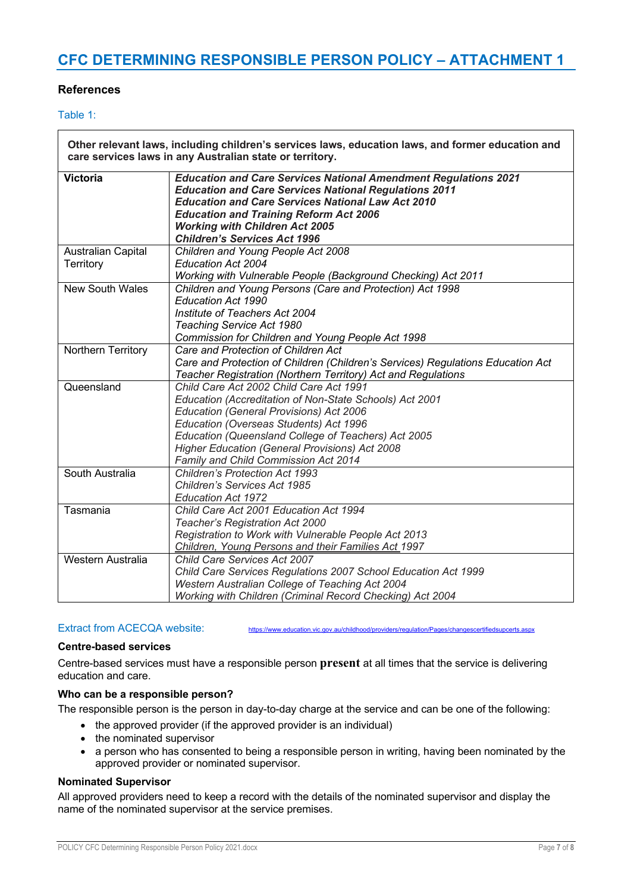# CFC DETERMINING RESPONSIBLE PERSON POLICY – ATTACHMENT 1

### References

Table 1:

| Other relevant laws, including children's services laws, education laws, and former education and care services laws in any Australian state or territory. | |
|---|---|
| **Victoria** | ***Education and Care Services National Amendment Regulations 2021***<br>***Education and Care Services National Regulations 2011***<br>***Education and Care Services National Law Act 2010***<br>***Education and Training Reform Act 2006***<br>***Working with Children Act 2005***<br>***Children's Services Act 1996*** |
| Australian Capital Territory | *Children and Young People Act 2008*<br>*Education Act 2004*<br>*Working with Vulnerable People (Background Checking) Act 2011* |
| New South Wales | *Children and Young Persons (Care and Protection) Act 1998*<br>*Education Act 1990*<br>*Institute of Teachers Act 2004*<br>*Teaching Service Act 1980*<br>*Commission for Children and Young People Act 1998* |
| Northern Territory | *Care and Protection of Children Act*<br>*Care and Protection of Children (Children's Services) Regulations Education Act*<br>*Teacher Registration (Northern Territory) Act and Regulations* |
| Queensland | *Child Care Act 2002 Child Care Act 1991*<br>*Education (Accreditation of Non-State Schools) Act 2001*<br>*Education (General Provisions) Act 2006*<br>*Education (Overseas Students) Act 1996*<br>*Education (Queensland College of Teachers) Act 2005*<br>*Higher Education (General Provisions) Act 2008*<br>*Family and Child Commission Act 2014* |
| South Australia | *Children's Protection Act 1993*<br>*Children's Services Act 1985*<br>*Education Act 1972* |
| Tasmania | *Child Care Act 2001 Education Act 1994*<br>*Teacher's Registration Act 2000*<br>*Registration to Work with Vulnerable People Act 2013*<br>*Children, Young Persons and their Families Act 1997* |
| Western Australia | *Child Care Services Act 2007*<br>*Child Care Services Regulations 2007 School Education Act 1999*<br>*Western Australian College of Teaching Act 2004*<br>*Working with Children (Criminal Record Checking) Act 2004* |

Extract from ACECQA website: https://www.education.vic.gov.au/childhood/providers/regulation/Pages/changescertifiedsupcerts.aspx

**Centre-based services**

Centre-based services must have a responsible person **present** at all times that the service is delivering education and care.

**Who can be a responsible person?**

The responsible person is the person in day-to-day charge at the service and can be one of the following:

- the approved provider (if the approved provider is an individual)
- the nominated supervisor
- a person who has consented to being a responsible person in writing, having been nominated by the approved provider or nominated supervisor.

**Nominated Supervisor**

All approved providers need to keep a record with the details of the nominated supervisor and display the name of the nominated supervisor at the service premises.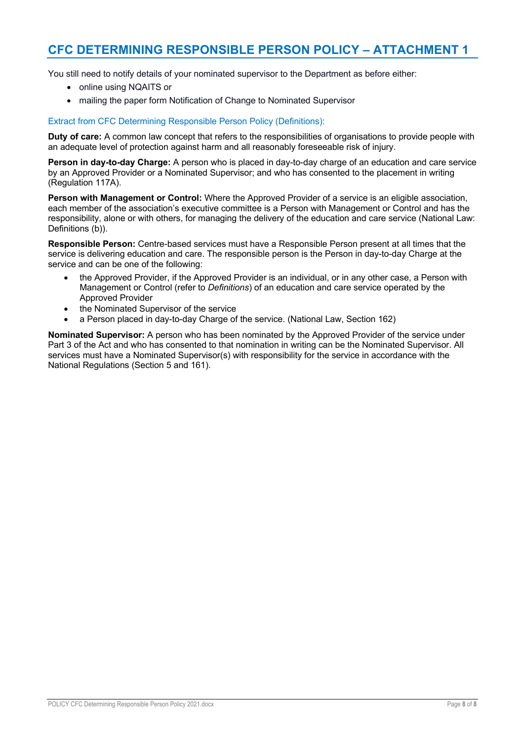# CFC DETERMINING RESPONSIBLE PERSON POLICY – ATTACHMENT 1

You still need to notify details of your nominated supervisor to the Department as before either:

- online using NQAITS or
- mailing the paper form Notification of Change to Nominated Supervisor

### Extract from CFC Determining Responsible Person Policy (Definitions):

**Duty of care:** A common law concept that refers to the responsibilities of organisations to provide people with an adequate level of protection against harm and all reasonably foreseeable risk of injury.

**Person in day-to-day Charge:** A person who is placed in day-to-day charge of an education and care service by an Approved Provider or a Nominated Supervisor; and who has consented to the placement in writing (Regulation 117A).

**Person with Management or Control:** Where the Approved Provider of a service is an eligible association, each member of the association's executive committee is a Person with Management or Control and has the responsibility, alone or with others, for managing the delivery of the education and care service (National Law: Definitions (b)).

**Responsible Person:** Centre-based services must have a Responsible Person present at all times that the service is delivering education and care. The responsible person is the Person in day-to-day Charge at the service and can be one of the following:

- the Approved Provider, if the Approved Provider is an individual, or in any other case, a Person with Management or Control (refer to *Definitions*) of an education and care service operated by the Approved Provider
- the Nominated Supervisor of the service
- a Person placed in day-to-day Charge of the service. (National Law, Section 162)

**Nominated Supervisor:** A person who has been nominated by the Approved Provider of the service under Part 3 of the Act and who has consented to that nomination in writing can be the Nominated Supervisor. All services must have a Nominated Supervisor(s) with responsibility for the service in accordance with the National Regulations (Section 5 and 161).